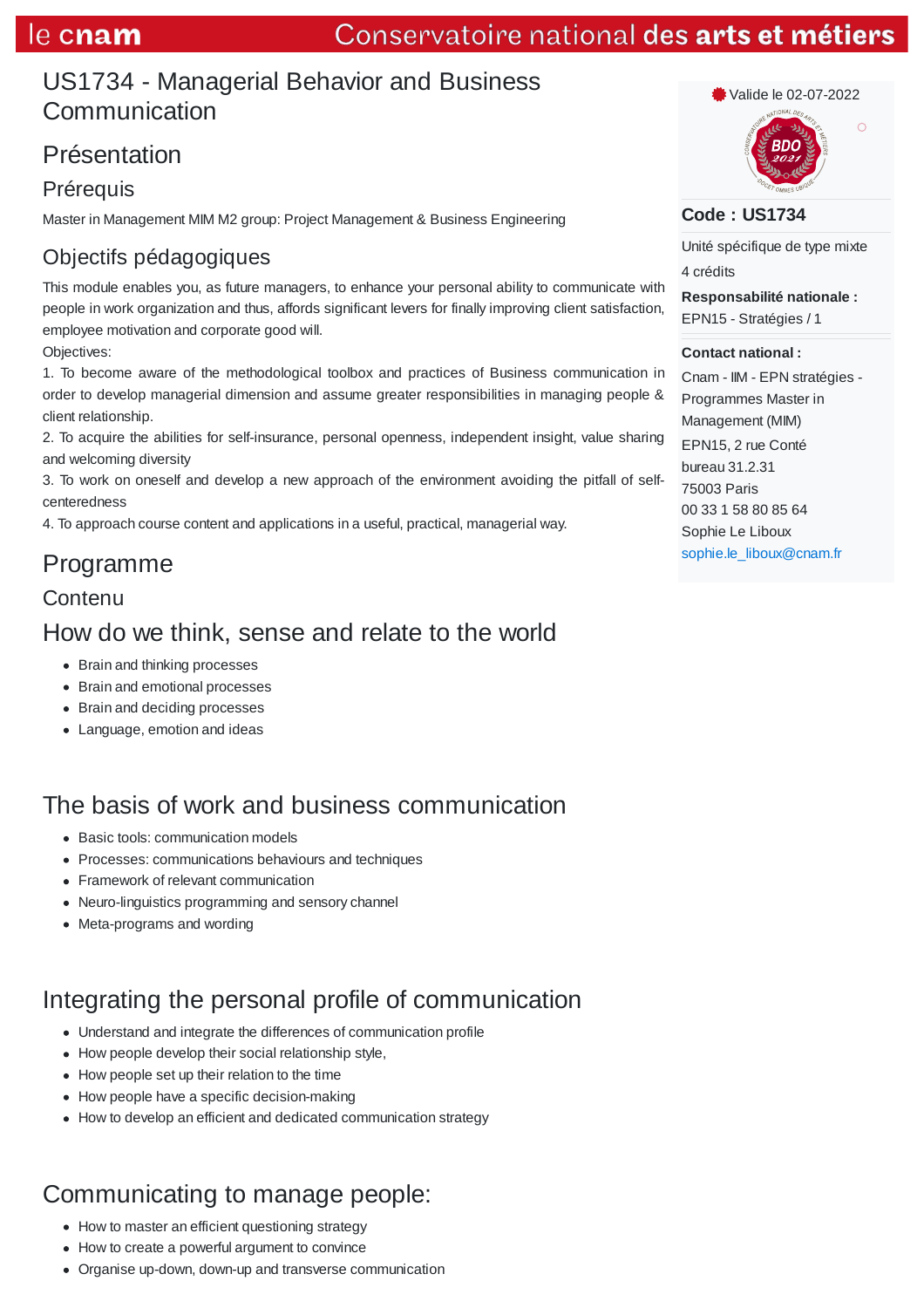# US1734 - Managerial Behavior and Business Communication

## Présentation

### Prérequis

Master in Management MIM M2 group: Project Management & Business Engineering

### Objectifs pédagogiques

This module enables you, as future managers, to enhance your personal ability to communicate with people in work organization and thus, affords significant levers for finally improving client satisfaction, employee motivation and corporate good will.

Objectives:

1. To become aware of the methodological toolbox and practices of Business communication in order to develop managerial dimension and assume greater responsibilities in managing people & client relationship.
2. To acquire the abilities for self-insurance, personal openness, independent insight, value sharing and welcoming diversity
3. To work on oneself and develop a new approach of the environment avoiding the pitfall of self-centeredness
4. To approach course content and applications in a useful, practical, managerial way.

Valide le 02-07-2022

**Code : US1734**

Unité spécifique de type mixte

4 crédits

**Responsabilité nationale :**

EPN15 - Stratégies / 1

**Contact national :**

Cnam - IIM - EPN stratégies - Programmes Master in Management (MIM)

EPN15, 2 rue Conté

bureau 31.2.31

75003 Paris

00 33 1 58 80 85 64

Sophie Le Liboux

sophie.le_liboux@cnam.fr

## Programme

### Contenu

### How do we think, sense and relate to the world

- Brain and thinking processes
- Brain and emotional processes
- Brain and deciding processes
- Language, emotion and ideas

### The basis of work and business communication

- Basic tools: communication models
- Processes: communications behaviours and techniques
- Framework of relevant communication
- Neuro-linguistics programming and sensory channel
- Meta-programs and wording

### Integrating the personal profile of communication

- Understand and integrate the differences of communication profile
- How people develop their social relationship style,
- How people set up their relation to the time
- How people have a specific decision-making
- How to develop an efficient and dedicated communication strategy

### Communicating to manage people:

- How to master an efficient questioning strategy
- How to create a powerful argument to convince
- Organise up-down, down-up and transverse communication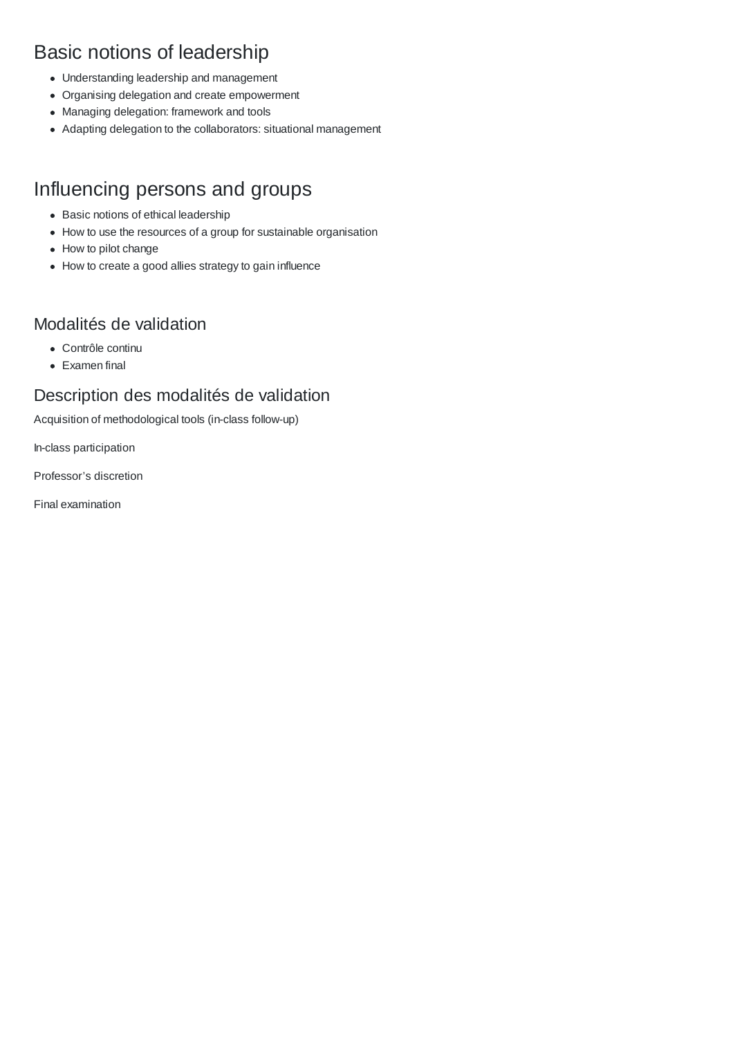## Basic notions of leadership

- Understanding leadership and management
- Organising delegation and create empowerment
- Managing delegation: framework and tools
- Adapting delegation to the collaborators: situational management

## Influencing persons and groups

- Basic notions of ethical leadership
- How to use the resources of a group for sustainable organisation
- How to pilot change
- How to create a good allies strategy to gain influence

### Modalités de validation

- Contrôle continu
- Examen final

### Description des modalités de validation

Acquisition of methodological tools (in-class follow-up)

In-class participation

Professor's discretion

Final examination